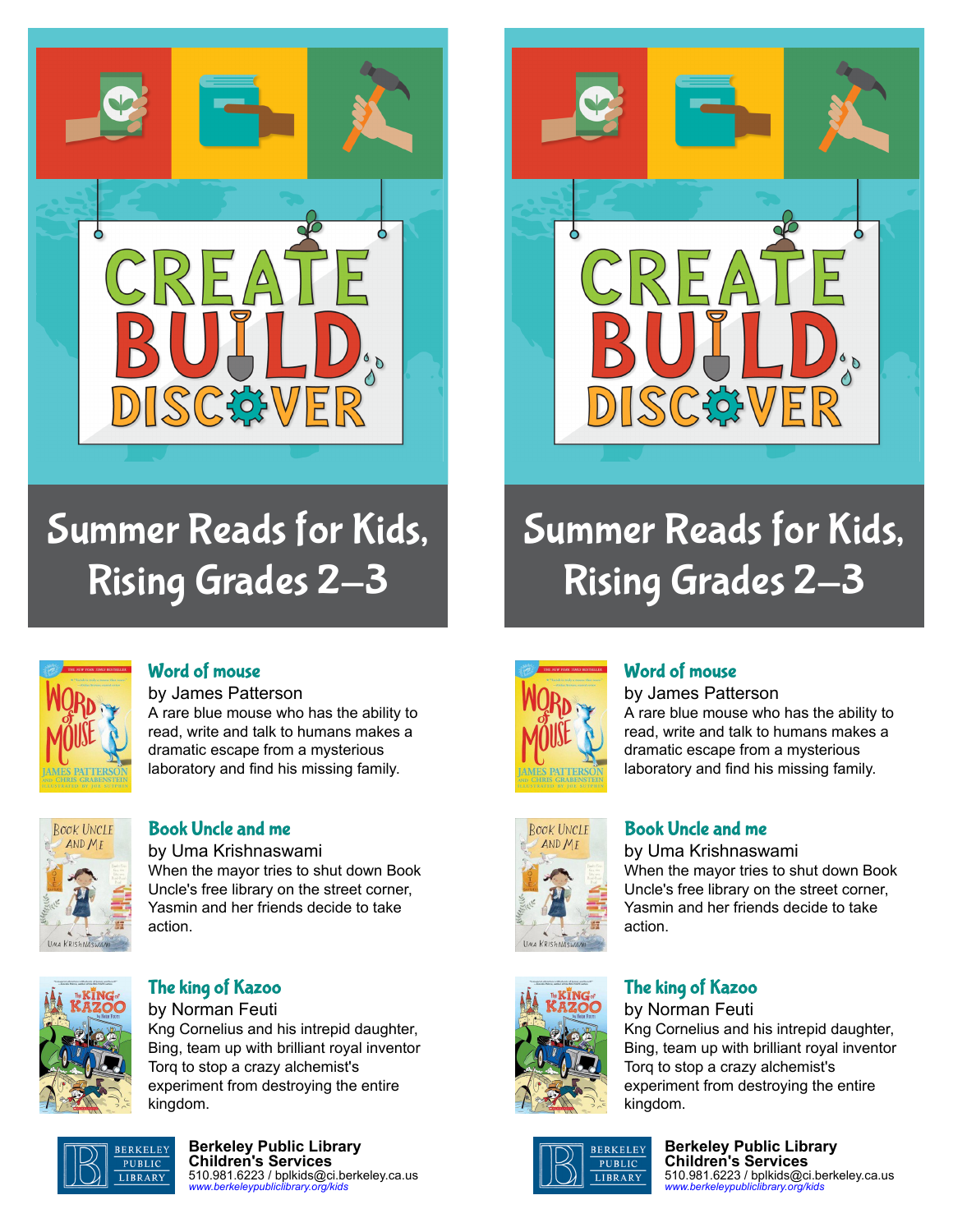# CREATE BUILD DISCOVER

## Summer Reads for Kids, Rising Grades 2–3

### Word of mouse

by James Patterson

A rare blue mouse who has the ability to read, write and talk to humans makes a dramatic escape from a mysterious laboratory and find his missing family.

### Book Uncle and me

by Uma Krishnaswami

When the mayor tries to shut down Book Uncle's free library on the street corner, Yasmin and her friends decide to take action.

### The king of Kazoo

by Norman Feuti

Kng Cornelius and his intrepid daughter, Bing, team up with brilliant royal inventor Torq to stop a crazy alchemist's experiment from destroying the entire kingdom.

BERKELEY PUBLIC LIBRARY

**Berkeley Public Library**
**Children's Services**
510.981.6223 / bplkids@ci.berkeley.ca.us
*www.berkeleypubliclibrary.org/kids*

# CREATE BUILD DISCOVER

## Summer Reads for Kids, Rising Grades 2–3

### Word of mouse

by James Patterson

A rare blue mouse who has the ability to read, write and talk to humans makes a dramatic escape from a mysterious laboratory and find his missing family.

### Book Uncle and me

by Uma Krishnaswami

When the mayor tries to shut down Book Uncle's free library on the street corner, Yasmin and her friends decide to take action.

### The king of Kazoo

by Norman Feuti

Kng Cornelius and his intrepid daughter, Bing, team up with brilliant royal inventor Torq to stop a crazy alchemist's experiment from destroying the entire kingdom.

BERKELEY PUBLIC LIBRARY

**Berkeley Public Library**
**Children's Services**
510.981.6223 / bplkids@ci.berkeley.ca.us
*www.berkeleypubliclibrary.org/kids*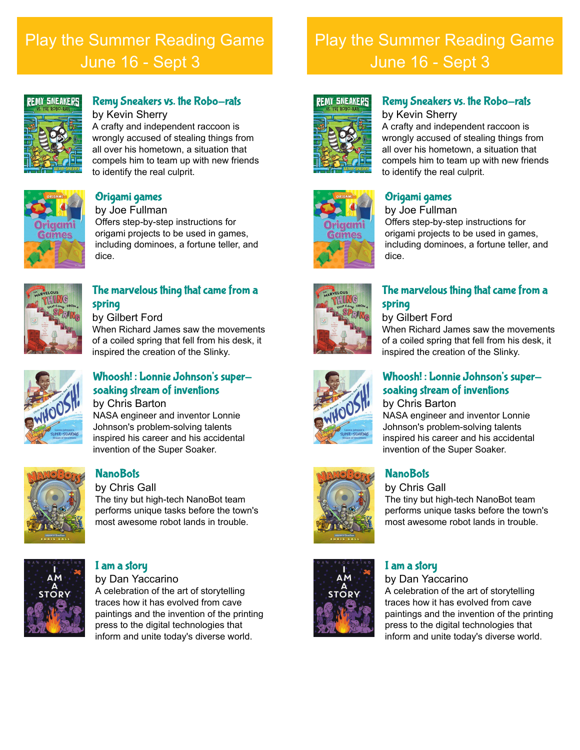# Play the Summer Reading Game June 16 - Sept 3

### Remy Sneakers vs. the Robo-rats

by Kevin Sherry

A crafty and independent raccoon is wrongly accused of stealing things from all over his hometown, a situation that compels him to team up with new friends to identify the real culprit.

### Origami games

by Joe Fullman

Offers step-by-step instructions for origami projects to be used in games, including dominoes, a fortune teller, and dice.

### The marvelous thing that came from a spring

by Gilbert Ford

When Richard James saw the movements of a coiled spring that fell from his desk, it inspired the creation of the Slinky.

### Whoosh! : Lonnie Johnson's super-soaking stream of inventions

by Chris Barton

NASA engineer and inventor Lonnie Johnson's problem-solving talents inspired his career and his accidental invention of the Super Soaker.

### NanoBots

by Chris Gall

The tiny but high-tech NanoBot team performs unique tasks before the town's most awesome robot lands in trouble.

### I am a story

by Dan Yaccarino

A celebration of the art of storytelling traces how it has evolved from cave paintings and the invention of the printing press to the digital technologies that inform and unite today's diverse world.

# Play the Summer Reading Game June 16 - Sept 3

### Remy Sneakers vs. the Robo-rats

by Kevin Sherry

A crafty and independent raccoon is wrongly accused of stealing things from all over his hometown, a situation that compels him to team up with new friends to identify the real culprit.

### Origami games

by Joe Fullman

Offers step-by-step instructions for origami projects to be used in games, including dominoes, a fortune teller, and dice.

### The marvelous thing that came from a spring

by Gilbert Ford

When Richard James saw the movements of a coiled spring that fell from his desk, it inspired the creation of the Slinky.

### Whoosh! : Lonnie Johnson's super-soaking stream of inventions

by Chris Barton

NASA engineer and inventor Lonnie Johnson's problem-solving talents inspired his career and his accidental invention of the Super Soaker.

### NanoBots

by Chris Gall

The tiny but high-tech NanoBot team performs unique tasks before the town's most awesome robot lands in trouble.

### I am a story

by Dan Yaccarino

A celebration of the art of storytelling traces how it has evolved from cave paintings and the invention of the printing press to the digital technologies that inform and unite today's diverse world.